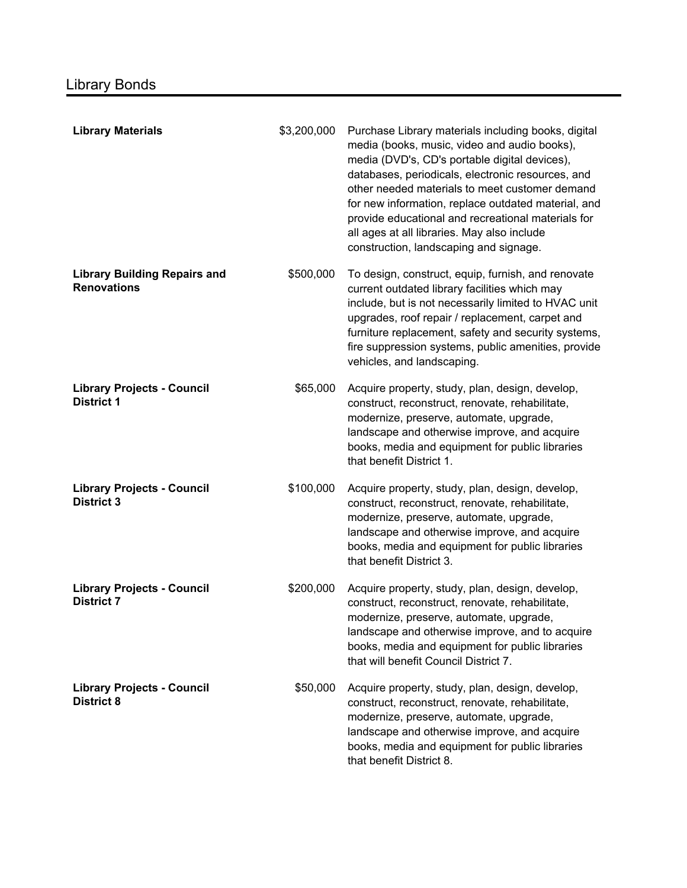# Library Bonds

| | | |
|---|---|---|
| **Library Materials** | $3,200,000 | Purchase Library materials including books, digital media (books, music, video and audio books), media (DVD's, CD's portable digital devices), databases, periodicals, electronic resources, and other needed materials to meet customer demand for new information, replace outdated material, and provide educational and recreational materials for all ages at all libraries. May also include construction, landscaping and signage. |
| **Library Building Repairs and Renovations** | $500,000 | To design, construct, equip, furnish, and renovate current outdated library facilities which may include, but is not necessarily limited to HVAC unit upgrades, roof repair / replacement, carpet and furniture replacement, safety and security systems, fire suppression systems, public amenities, provide vehicles, and landscaping. |
| **Library Projects - Council District 1** | $65,000 | Acquire property, study, plan, design, develop, construct, reconstruct, renovate, rehabilitate, modernize, preserve, automate, upgrade, landscape and otherwise improve, and acquire books, media and equipment for public libraries that benefit District 1. |
| **Library Projects - Council District 3** | $100,000 | Acquire property, study, plan, design, develop, construct, reconstruct, renovate, rehabilitate, modernize, preserve, automate, upgrade, landscape and otherwise improve, and acquire books, media and equipment for public libraries that benefit District 3. |
| **Library Projects - Council District 7** | $200,000 | Acquire property, study, plan, design, develop, construct, reconstruct, renovate, rehabilitate, modernize, preserve, automate, upgrade, landscape and otherwise improve, and to acquire books, media and equipment for public libraries that will benefit Council District 7. |
| **Library Projects - Council District 8** | $50,000 | Acquire property, study, plan, design, develop, construct, reconstruct, renovate, rehabilitate, modernize, preserve, automate, upgrade, landscape and otherwise improve, and acquire books, media and equipment for public libraries that benefit District 8. |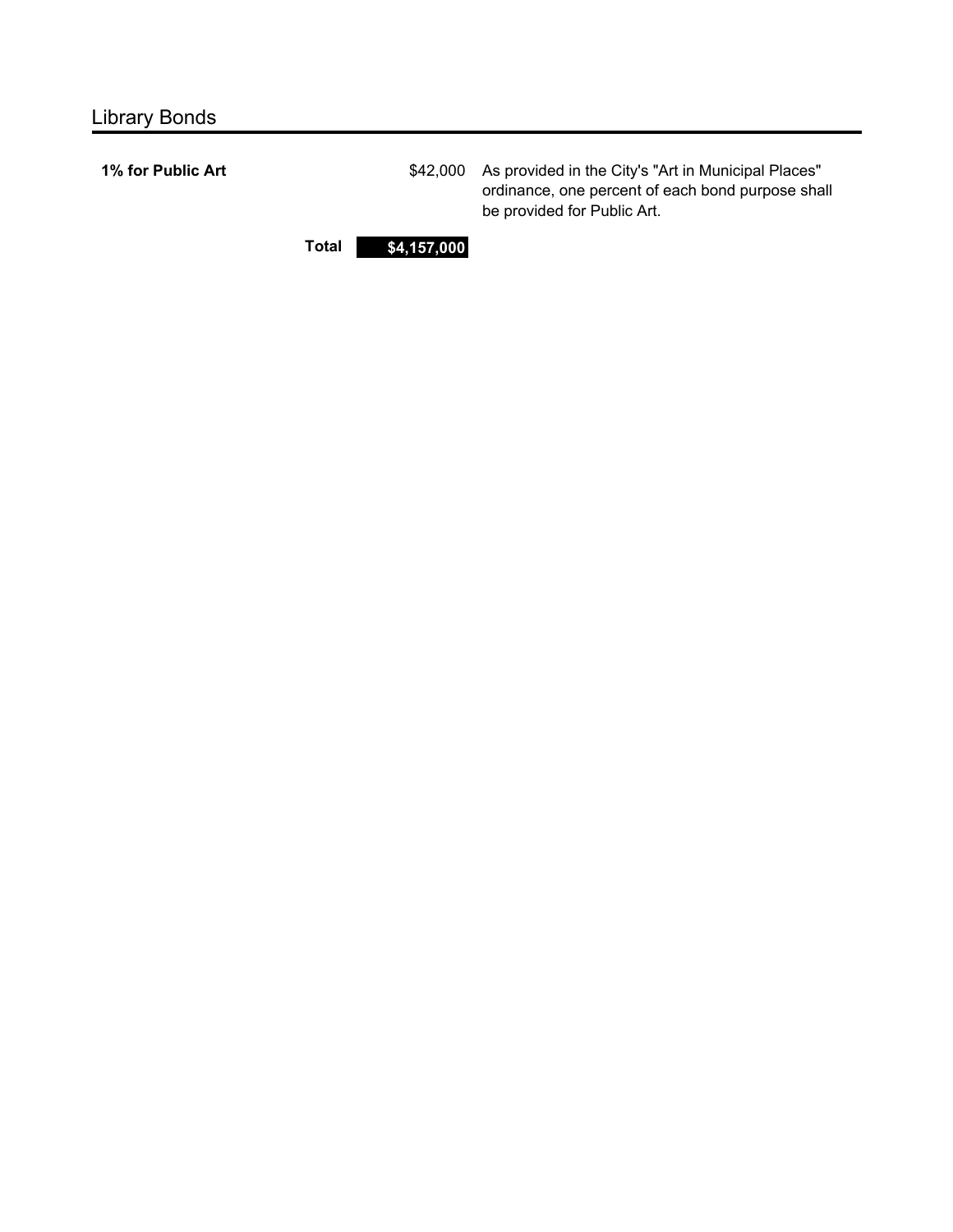## Library Bonds

| | | |
|---|---|---|
| **1% for Public Art** | $42,000 | As provided in the City's "Art in Municipal Places" ordinance, one percent of each bond purpose shall be provided for Public Art. |
| **Total** | **$4,157,000** | |